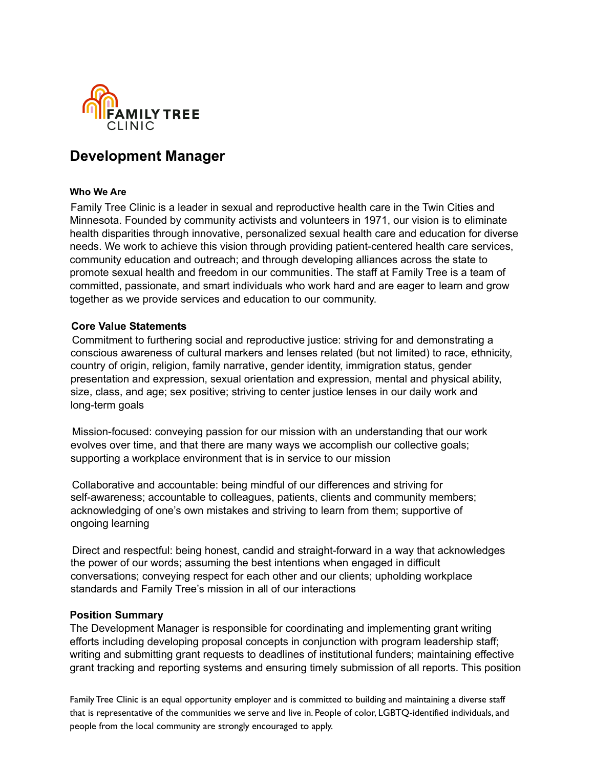FAMILY TREE CLINIC

# Development Manager

**Who We Are**

Family Tree Clinic is a leader in sexual and reproductive health care in the Twin Cities and Minnesota. Founded by community activists and volunteers in 1971, our vision is to eliminate health disparities through innovative, personalized sexual health care and education for diverse needs. We work to achieve this vision through providing patient-centered health care services, community education and outreach; and through developing alliances across the state to promote sexual health and freedom in our communities. The staff at Family Tree is a team of committed, passionate, and smart individuals who work hard and are eager to learn and grow together as we provide services and education to our community.

**Core Value Statements**

Commitment to furthering social and reproductive justice: striving for and demonstrating a conscious awareness of cultural markers and lenses related (but not limited) to race, ethnicity, country of origin, religion, family narrative, gender identity, immigration status, gender presentation and expression, sexual orientation and expression, mental and physical ability, size, class, and age; sex positive; striving to center justice lenses in our daily work and long-term goals

Mission-focused: conveying passion for our mission with an understanding that our work evolves over time, and that there are many ways we accomplish our collective goals; supporting a workplace environment that is in service to our mission

Collaborative and accountable: being mindful of our differences and striving for self-awareness; accountable to colleagues, patients, clients and community members; acknowledging of one's own mistakes and striving to learn from them; supportive of ongoing learning

Direct and respectful: being honest, candid and straight-forward in a way that acknowledges the power of our words; assuming the best intentions when engaged in difficult conversations; conveying respect for each other and our clients; upholding workplace standards and Family Tree's mission in all of our interactions

**Position Summary**

The Development Manager is responsible for coordinating and implementing grant writing efforts including developing proposal concepts in conjunction with program leadership staff; writing and submitting grant requests to deadlines of institutional funders; maintaining effective grant tracking and reporting systems and ensuring timely submission of all reports. This position

Family Tree Clinic is an equal opportunity employer and is committed to building and maintaining a diverse staff that is representative of the communities we serve and live in. People of color, LGBTQ-identified individuals, and people from the local community are strongly encouraged to apply.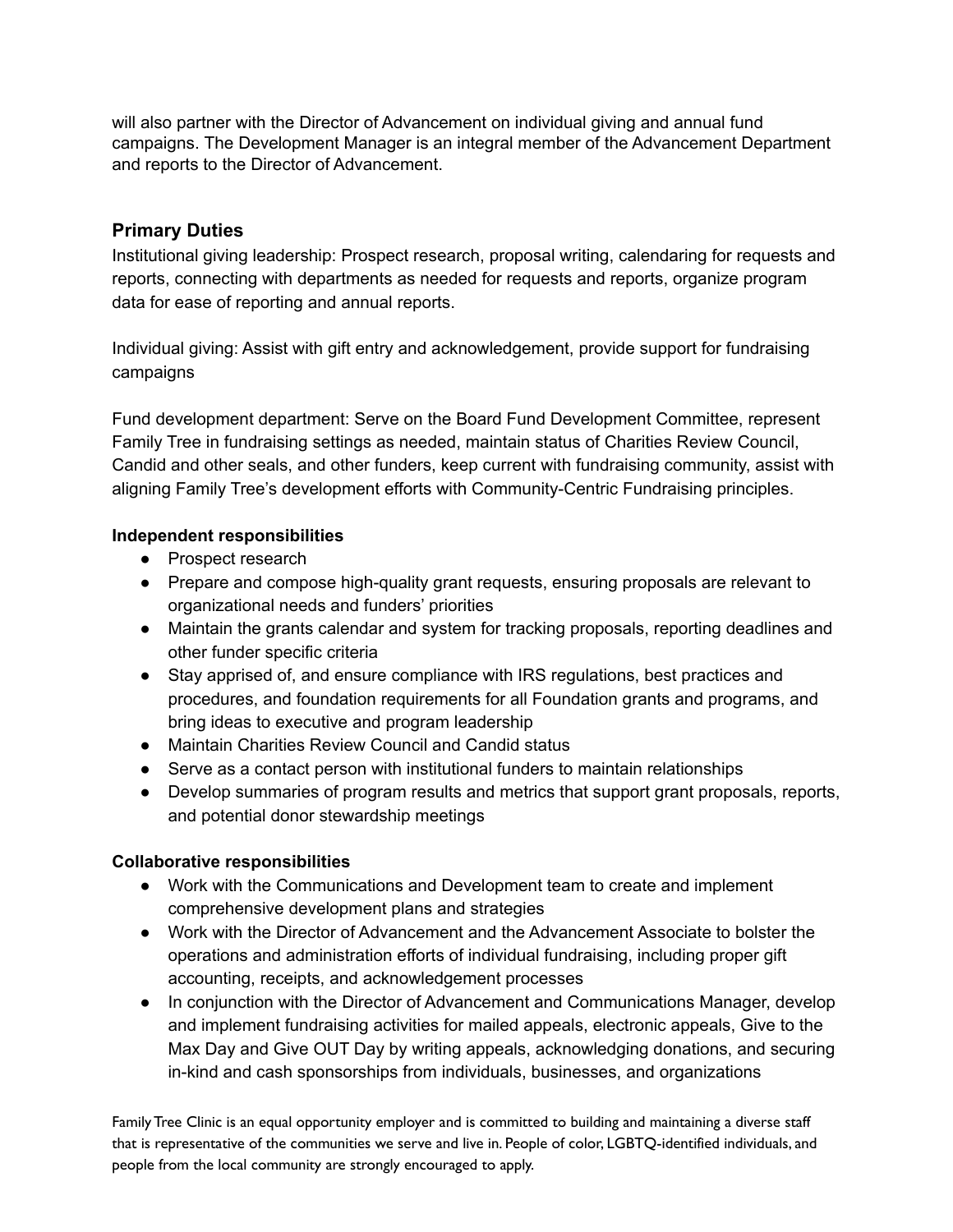will also partner with the Director of Advancement on individual giving and annual fund campaigns. The Development Manager is an integral member of the Advancement Department and reports to the Director of Advancement.

## Primary Duties

Institutional giving leadership: Prospect research, proposal writing, calendaring for requests and reports, connecting with departments as needed for requests and reports, organize program data for ease of reporting and annual reports.

Individual giving: Assist with gift entry and acknowledgement, provide support for fundraising campaigns

Fund development department: Serve on the Board Fund Development Committee, represent Family Tree in fundraising settings as needed, maintain status of Charities Review Council, Candid and other seals, and other funders, keep current with fundraising community, assist with aligning Family Tree's development efforts with Community-Centric Fundraising principles.

**Independent responsibilities**

- Prospect research
- Prepare and compose high-quality grant requests, ensuring proposals are relevant to organizational needs and funders' priorities
- Maintain the grants calendar and system for tracking proposals, reporting deadlines and other funder specific criteria
- Stay apprised of, and ensure compliance with IRS regulations, best practices and procedures, and foundation requirements for all Foundation grants and programs, and bring ideas to executive and program leadership
- Maintain Charities Review Council and Candid status
- Serve as a contact person with institutional funders to maintain relationships
- Develop summaries of program results and metrics that support grant proposals, reports, and potential donor stewardship meetings

**Collaborative responsibilities**

- Work with the Communications and Development team to create and implement comprehensive development plans and strategies
- Work with the Director of Advancement and the Advancement Associate to bolster the operations and administration efforts of individual fundraising, including proper gift accounting, receipts, and acknowledgement processes
- In conjunction with the Director of Advancement and Communications Manager, develop and implement fundraising activities for mailed appeals, electronic appeals, Give to the Max Day and Give OUT Day by writing appeals, acknowledging donations, and securing in-kind and cash sponsorships from individuals, businesses, and organizations

Family Tree Clinic is an equal opportunity employer and is committed to building and maintaining a diverse staff that is representative of the communities we serve and live in. People of color, LGBTQ-identified individuals, and people from the local community are strongly encouraged to apply.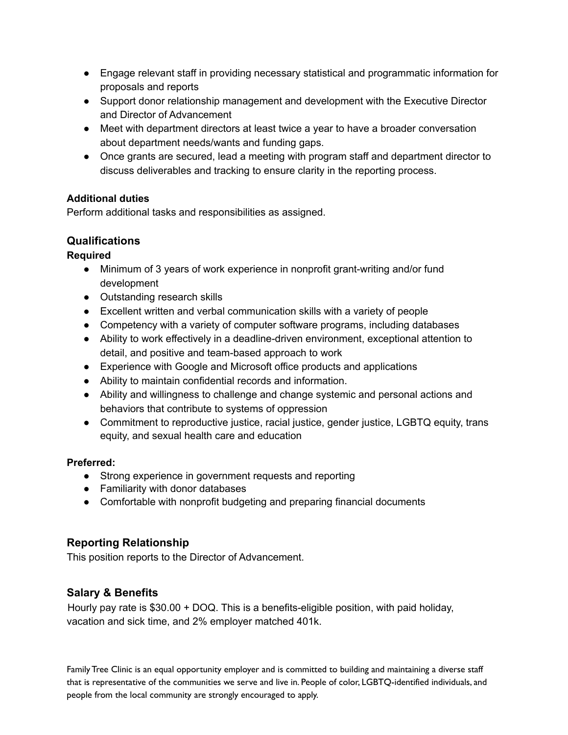- Engage relevant staff in providing necessary statistical and programmatic information for proposals and reports
- Support donor relationship management and development with the Executive Director and Director of Advancement
- Meet with department directors at least twice a year to have a broader conversation about department needs/wants and funding gaps.
- Once grants are secured, lead a meeting with program staff and department director to discuss deliverables and tracking to ensure clarity in the reporting process.

**Additional duties**

Perform additional tasks and responsibilities as assigned.

## Qualifications

**Required**

- Minimum of 3 years of work experience in nonprofit grant-writing and/or fund development
- Outstanding research skills
- Excellent written and verbal communication skills with a variety of people
- Competency with a variety of computer software programs, including databases
- Ability to work effectively in a deadline-driven environment, exceptional attention to detail, and positive and team-based approach to work
- Experience with Google and Microsoft office products and applications
- Ability to maintain confidential records and information.
- Ability and willingness to challenge and change systemic and personal actions and behaviors that contribute to systems of oppression
- Commitment to reproductive justice, racial justice, gender justice, LGBTQ equity, trans equity, and sexual health care and education

**Preferred:**

- Strong experience in government requests and reporting
- Familiarity with donor databases
- Comfortable with nonprofit budgeting and preparing financial documents

## Reporting Relationship

This position reports to the Director of Advancement.

## Salary & Benefits

Hourly pay rate is $30.00 + DOQ. This is a benefits-eligible position, with paid holiday, vacation and sick time, and 2% employer matched 401k.

Family Tree Clinic is an equal opportunity employer and is committed to building and maintaining a diverse staff that is representative of the communities we serve and live in. People of color, LGBTQ-identified individuals, and people from the local community are strongly encouraged to apply.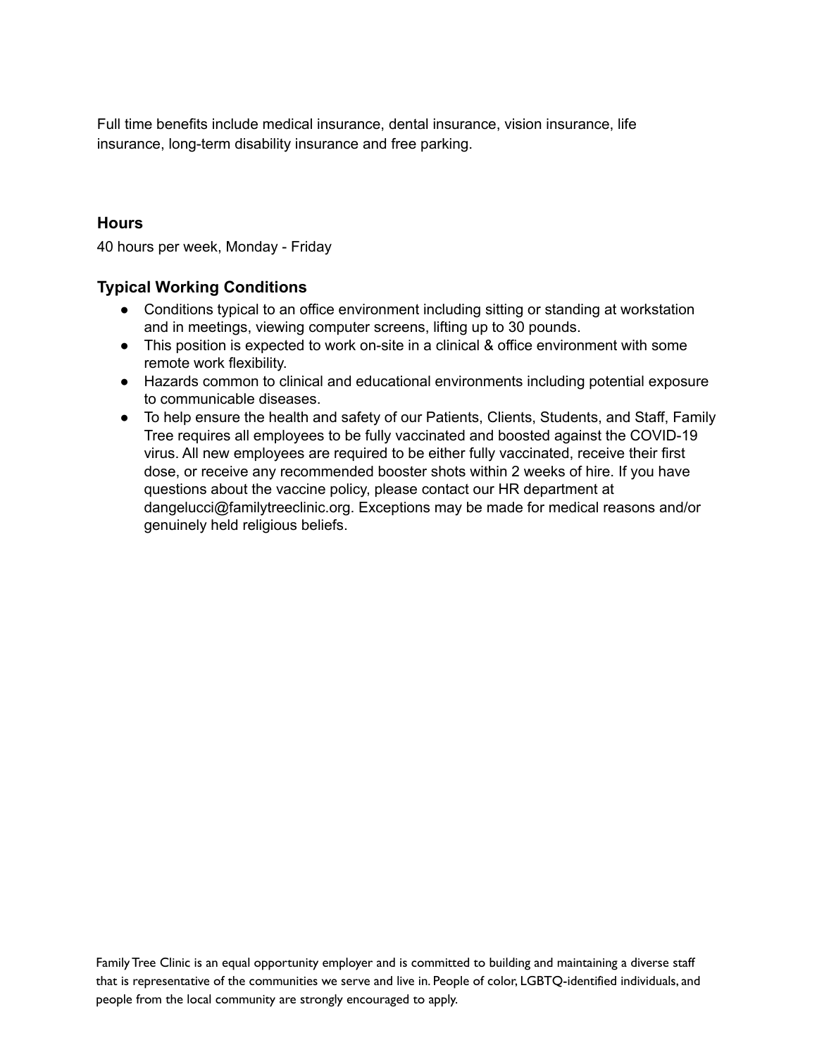Full time benefits include medical insurance, dental insurance, vision insurance, life insurance, long-term disability insurance and free parking.

### Hours

40 hours per week, Monday - Friday

### Typical Working Conditions

- Conditions typical to an office environment including sitting or standing at workstation and in meetings, viewing computer screens, lifting up to 30 pounds.
- This position is expected to work on-site in a clinical & office environment with some remote work flexibility.
- Hazards common to clinical and educational environments including potential exposure to communicable diseases.
- To help ensure the health and safety of our Patients, Clients, Students, and Staff, Family Tree requires all employees to be fully vaccinated and boosted against the COVID-19 virus. All new employees are required to be either fully vaccinated, receive their first dose, or receive any recommended booster shots within 2 weeks of hire. If you have questions about the vaccine policy, please contact our HR department at dangelucci@familytreeclinic.org. Exceptions may be made for medical reasons and/or genuinely held religious beliefs.

Family Tree Clinic is an equal opportunity employer and is committed to building and maintaining a diverse staff that is representative of the communities we serve and live in. People of color, LGBTQ-identified individuals, and people from the local community are strongly encouraged to apply.